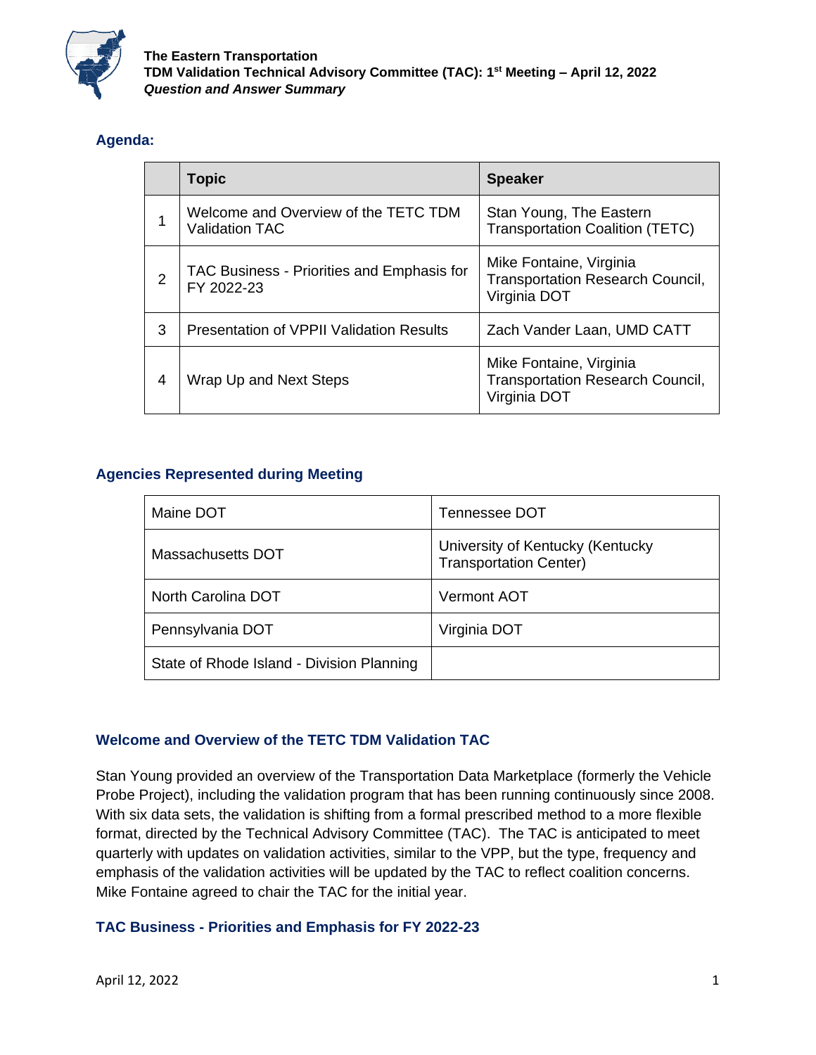**The Eastern Transportation**
**TDM Validation Technical Advisory Committee (TAC): 1st Meeting – April 12, 2022**
***Question and Answer Summary***

## Agenda:

| | Topic | Speaker |
|---|---|---|
| 1 | Welcome and Overview of the TETC TDM Validation TAC | Stan Young, The Eastern Transportation Coalition (TETC) |
| 2 | TAC Business - Priorities and Emphasis for FY 2022-23 | Mike Fontaine, Virginia Transportation Research Council, Virginia DOT |
| 3 | Presentation of VPPII Validation Results | Zach Vander Laan, UMD CATT |
| 4 | Wrap Up and Next Steps | Mike Fontaine, Virginia Transportation Research Council, Virginia DOT |

## Agencies Represented during Meeting

| | |
|---|---|
| Maine DOT | Tennessee DOT |
| Massachusetts DOT | University of Kentucky (Kentucky Transportation Center) |
| North Carolina DOT | Vermont AOT |
| Pennsylvania DOT | Virginia DOT |
| State of Rhode Island - Division Planning | |

## Welcome and Overview of the TETC TDM Validation TAC

Stan Young provided an overview of the Transportation Data Marketplace (formerly the Vehicle Probe Project), including the validation program that has been running continuously since 2008. With six data sets, the validation is shifting from a formal prescribed method to a more flexible format, directed by the Technical Advisory Committee (TAC). The TAC is anticipated to meet quarterly with updates on validation activities, similar to the VPP, but the type, frequency and emphasis of the validation activities will be updated by the TAC to reflect coalition concerns. Mike Fontaine agreed to chair the TAC for the initial year.

## TAC Business - Priorities and Emphasis for FY 2022-23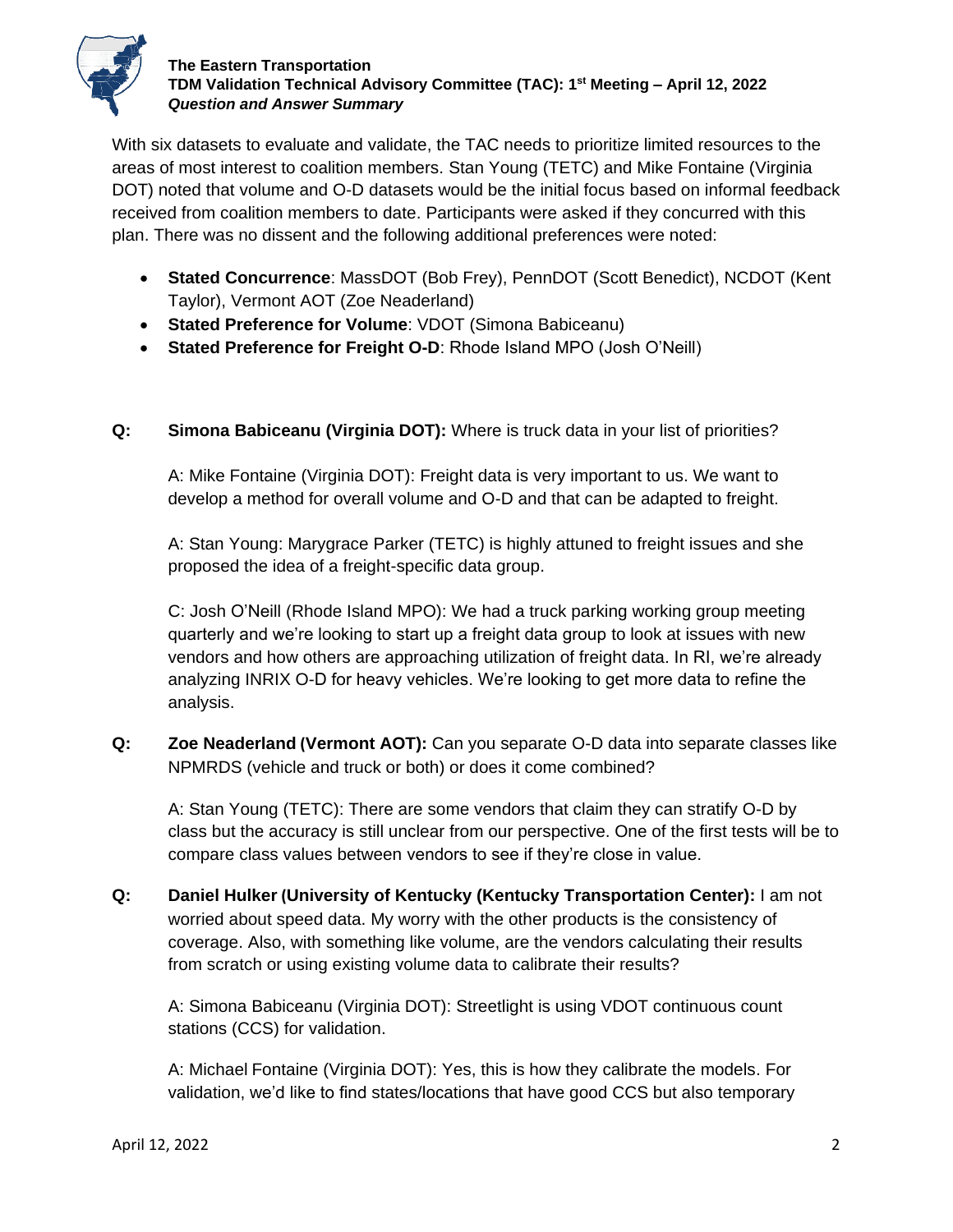With six datasets to evaluate and validate, the TAC needs to prioritize limited resources to the areas of most interest to coalition members. Stan Young (TETC) and Mike Fontaine (Virginia DOT) noted that volume and O-D datasets would be the initial focus based on informal feedback received from coalition members to date. Participants were asked if they concurred with this plan. There was no dissent and the following additional preferences were noted:

- **Stated Concurrence**: MassDOT (Bob Frey), PennDOT (Scott Benedict), NCDOT (Kent Taylor), Vermont AOT (Zoe Neaderland)
- **Stated Preference for Volume**: VDOT (Simona Babiceanu)
- **Stated Preference for Freight O-D**: Rhode Island MPO (Josh O'Neill)

**Q:** **Simona Babiceanu (Virginia DOT):** Where is truck data in your list of priorities?

A: Mike Fontaine (Virginia DOT): Freight data is very important to us. We want to develop a method for overall volume and O-D and that can be adapted to freight.

A: Stan Young: Marygrace Parker (TETC) is highly attuned to freight issues and she proposed the idea of a freight-specific data group.

C: Josh O'Neill (Rhode Island MPO): We had a truck parking working group meeting quarterly and we're looking to start up a freight data group to look at issues with new vendors and how others are approaching utilization of freight data. In RI, we're already analyzing INRIX O-D for heavy vehicles. We're looking to get more data to refine the analysis.

**Q:** **Zoe Neaderland (Vermont AOT):** Can you separate O-D data into separate classes like NPMRDS (vehicle and truck or both) or does it come combined?

A: Stan Young (TETC): There are some vendors that claim they can stratify O-D by class but the accuracy is still unclear from our perspective. One of the first tests will be to compare class values between vendors to see if they're close in value.

**Q:** **Daniel Hulker (University of Kentucky (Kentucky Transportation Center):** I am not worried about speed data. My worry with the other products is the consistency of coverage. Also, with something like volume, are the vendors calculating their results from scratch or using existing volume data to calibrate their results?

A: Simona Babiceanu (Virginia DOT): Streetlight is using VDOT continuous count stations (CCS) for validation.

A: Michael Fontaine (Virginia DOT): Yes, this is how they calibrate the models. For validation, we'd like to find states/locations that have good CCS but also temporary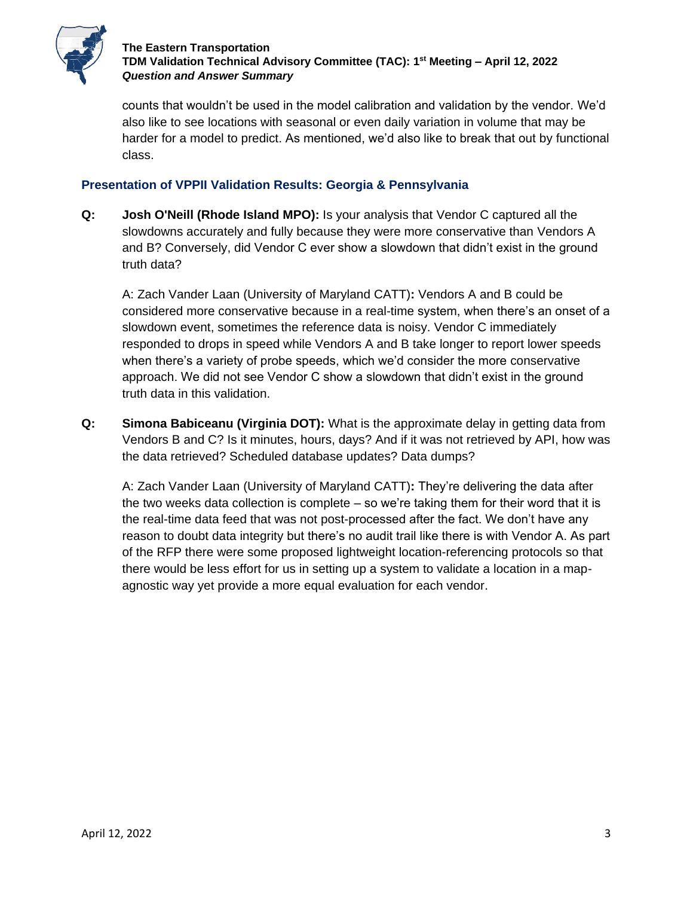counts that wouldn't be used in the model calibration and validation by the vendor. We'd also like to see locations with seasonal or even daily variation in volume that may be harder for a model to predict. As mentioned, we'd also like to break that out by functional class.

## Presentation of VPPII Validation Results: Georgia & Pennsylvania

**Q:** **Josh O'Neill (Rhode Island MPO):** Is your analysis that Vendor C captured all the slowdowns accurately and fully because they were more conservative than Vendors A and B? Conversely, did Vendor C ever show a slowdown that didn't exist in the ground truth data?

A: Zach Vander Laan (University of Maryland CATT)**:** Vendors A and B could be considered more conservative because in a real-time system, when there's an onset of a slowdown event, sometimes the reference data is noisy. Vendor C immediately responded to drops in speed while Vendors A and B take longer to report lower speeds when there's a variety of probe speeds, which we'd consider the more conservative approach. We did not see Vendor C show a slowdown that didn't exist in the ground truth data in this validation.

**Q:** **Simona Babiceanu (Virginia DOT):** What is the approximate delay in getting data from Vendors B and C? Is it minutes, hours, days? And if it was not retrieved by API, how was the data retrieved? Scheduled database updates? Data dumps?

A: Zach Vander Laan (University of Maryland CATT)**:** They're delivering the data after the two weeks data collection is complete – so we're taking them for their word that it is the real-time data feed that was not post-processed after the fact. We don't have any reason to doubt data integrity but there's no audit trail like there is with Vendor A. As part of the RFP there were some proposed lightweight location-referencing protocols so that there would be less effort for us in setting up a system to validate a location in a map-agnostic way yet provide a more equal evaluation for each vendor.